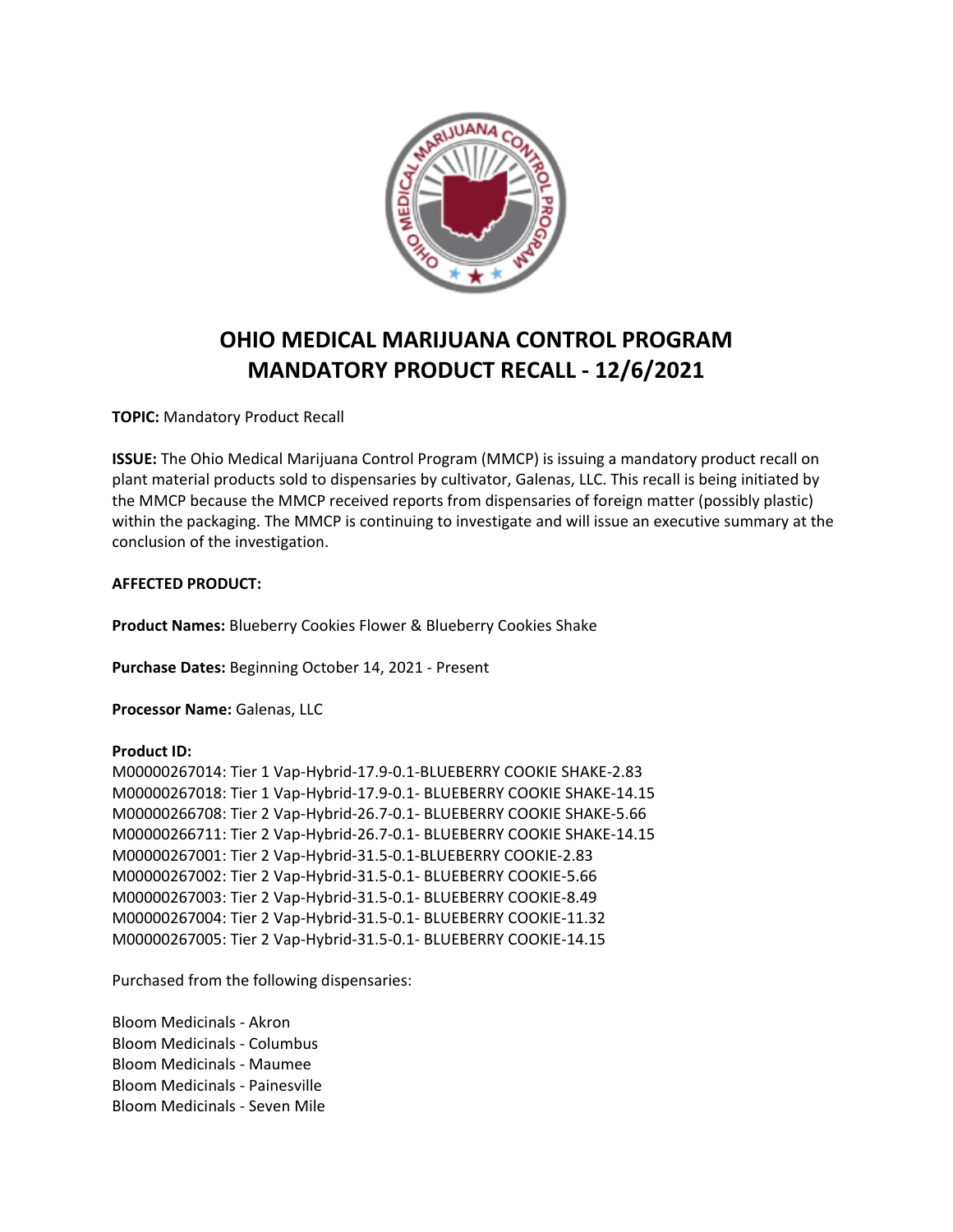# OHIO MEDICAL MARIJUANA CONTROL PROGRAM MANDATORY PRODUCT RECALL - 12/6/2021

**TOPIC:** Mandatory Product Recall

**ISSUE:** The Ohio Medical Marijuana Control Program (MMCP) is issuing a mandatory product recall on plant material products sold to dispensaries by cultivator, Galenas, LLC. This recall is being initiated by the MMCP because the MMCP received reports from dispensaries of foreign matter (possibly plastic) within the packaging. The MMCP is continuing to investigate and will issue an executive summary at the conclusion of the investigation.

**AFFECTED PRODUCT:**

**Product Names:** Blueberry Cookies Flower & Blueberry Cookies Shake

**Purchase Dates:** Beginning October 14, 2021 - Present

**Processor Name:** Galenas, LLC

**Product ID:**
M00000267014: Tier 1 Vap-Hybrid-17.9-0.1-BLUEBERRY COOKIE SHAKE-2.83
M00000267018: Tier 1 Vap-Hybrid-17.9-0.1- BLUEBERRY COOKIE SHAKE-14.15
M00000266708: Tier 2 Vap-Hybrid-26.7-0.1- BLUEBERRY COOKIE SHAKE-5.66
M00000266711: Tier 2 Vap-Hybrid-26.7-0.1- BLUEBERRY COOKIE SHAKE-14.15
M00000267001: Tier 2 Vap-Hybrid-31.5-0.1-BLUEBERRY COOKIE-2.83
M00000267002: Tier 2 Vap-Hybrid-31.5-0.1- BLUEBERRY COOKIE-5.66
M00000267003: Tier 2 Vap-Hybrid-31.5-0.1- BLUEBERRY COOKIE-8.49
M00000267004: Tier 2 Vap-Hybrid-31.5-0.1- BLUEBERRY COOKIE-11.32
M00000267005: Tier 2 Vap-Hybrid-31.5-0.1- BLUEBERRY COOKIE-14.15

Purchased from the following dispensaries:

Bloom Medicinals - Akron
Bloom Medicinals - Columbus
Bloom Medicinals - Maumee
Bloom Medicinals - Painesville
Bloom Medicinals - Seven Mile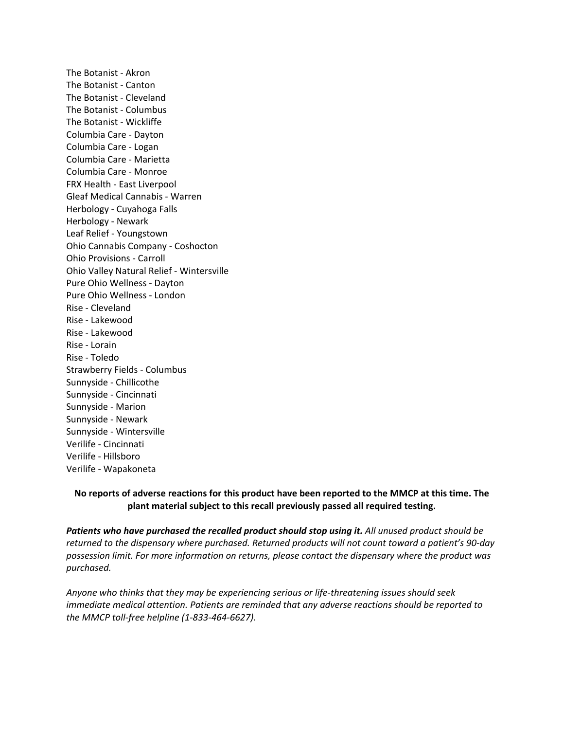The Botanist - Akron
The Botanist - Canton
The Botanist - Cleveland
The Botanist - Columbus
The Botanist - Wickliffe
Columbia Care - Dayton
Columbia Care - Logan
Columbia Care - Marietta
Columbia Care - Monroe
FRX Health - East Liverpool
Gleaf Medical Cannabis - Warren
Herbology - Cuyahoga Falls
Herbology - Newark
Leaf Relief - Youngstown
Ohio Cannabis Company - Coshocton
Ohio Provisions - Carroll
Ohio Valley Natural Relief - Wintersville
Pure Ohio Wellness - Dayton
Pure Ohio Wellness - London
Rise - Cleveland
Rise - Lakewood
Rise - Lakewood
Rise - Lorain
Rise - Toledo
Strawberry Fields - Columbus
Sunnyside - Chillicothe
Sunnyside - Cincinnati
Sunnyside - Marion
Sunnyside - Newark
Sunnyside - Wintersville
Verilife - Cincinnati
Verilife - Hillsboro
Verilife - Wapakoneta

**No reports of adverse reactions for this product have been reported to the MMCP at this time. The plant material subject to this recall previously passed all required testing.**

***Patients who have purchased the recalled product should stop using it.*** *All unused product should be returned to the dispensary where purchased. Returned products will not count toward a patient's 90-day possession limit. For more information on returns, please contact the dispensary where the product was purchased.*

*Anyone who thinks that they may be experiencing serious or life-threatening issues should seek immediate medical attention. Patients are reminded that any adverse reactions should be reported to the MMCP toll-free helpline (1-833-464-6627).*